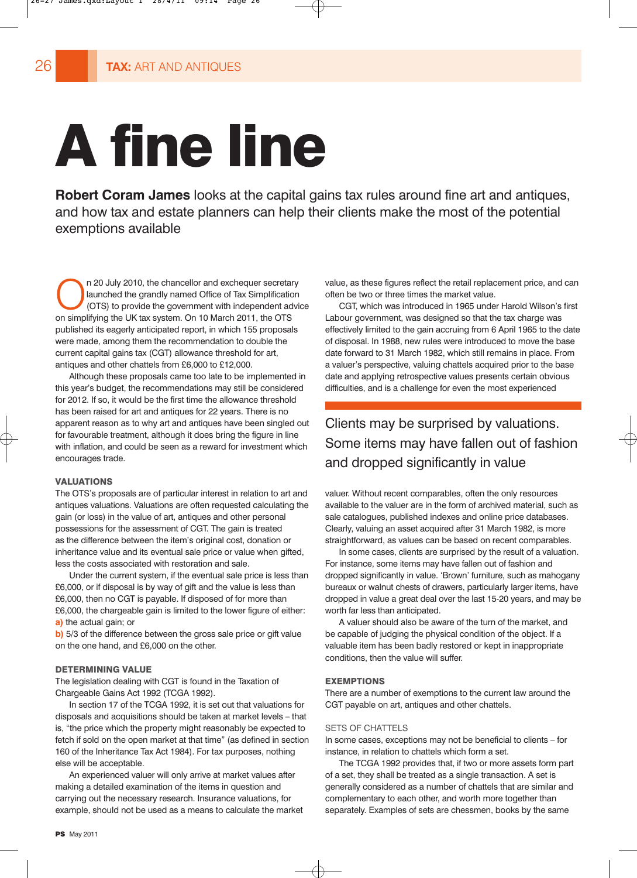# A fine line

**Robert Coram James** looks at the capital gains tax rules around fine art and antiques, and how tax and estate planners can help their clients make the most of the potential exemptions available

On 20 July 2010, the chancellor and exchequer secretary launched the grandly named Office of Tax Simplification (OTS) to provide the government with independent advice on simplifying the UK tax system. On 10 March 2011, the OTS published its eagerly anticipated report, in which 155 proposals were made, among them the recommendation to double the current capital gains tax (CGT) allowance threshold for art, antiques and other chattels from £6,000 to £12,000.

Although these proposals came too late to be implemented in this year's budget, the recommendations may still be considered for 2012. If so, it would be the first time the allowance threshold has been raised for art and antiques for 22 years. There is no apparent reason as to why art and antiques have been singled out for favourable treatment, although it does bring the figure in line with inflation, and could be seen as a reward for investment which encourages trade.

### VALUATIONS

The OTS's proposals are of particular interest in relation to art and antiques valuations. Valuations are often requested calculating the gain (or loss) in the value of art, antiques and other personal possessions for the assessment of CGT. The gain is treated as the difference between the item's original cost, donation or inheritance value and its eventual sale price or value when gifted, less the costs associated with restoration and sale.

Under the current system, if the eventual sale price is less than £6,000, or if disposal is by way of gift and the value is less than £6,000, then no CGT is payable. If disposed of for more than £6,000, the chargeable gain is limited to the lower figure of either:

**a)** the actual gain; or

**b)** 5/3 of the difference between the gross sale price or gift value on the one hand, and £6,000 on the other.

### DETERMINING VALUE

The legislation dealing with CGT is found in the Taxation of Chargeable Gains Act 1992 (TCGA 1992).

In section 17 of the TCGA 1992, it is set out that valuations for disposals and acquisitions should be taken at market levels – that is, "the price which the property might reasonably be expected to fetch if sold on the open market at that time" (as defined in section 160 of the Inheritance Tax Act 1984). For tax purposes, nothing else will be acceptable.

An experienced valuer will only arrive at market values after making a detailed examination of the items in question and carrying out the necessary research. Insurance valuations, for example, should not be used as a means to calculate the market value, as these figures reflect the retail replacement price, and can often be two or three times the market value.

CGT, which was introduced in 1965 under Harold Wilson's first Labour government, was designed so that the tax charge was effectively limited to the gain accruing from 6 April 1965 to the date of disposal. In 1988, new rules were introduced to move the base date forward to 31 March 1982, which still remains in place. From a valuer's perspective, valuing chattels acquired prior to the base date and applying retrospective values presents certain obvious difficulties, and is a challenge for even the most experienced valuer. Without recent comparables, often the only resources available to the valuer are in the form of archived material, such as sale catalogues, published indexes and online price databases. Clearly, valuing an asset acquired after 31 March 1982, is more straightforward, as values can be based on recent comparables.

> Clients may be surprised by valuations. Some items may have fallen out of fashion and dropped significantly in value

In some cases, clients are surprised by the result of a valuation. For instance, some items may have fallen out of fashion and dropped significantly in value. 'Brown' furniture, such as mahogany bureaux or walnut chests of drawers, particularly larger items, have dropped in value a great deal over the last 15-20 years, and may be worth far less than anticipated.

A valuer should also be aware of the turn of the market, and be capable of judging the physical condition of the object. If a valuable item has been badly restored or kept in inappropriate conditions, then the value will suffer.

### EXEMPTIONS

There are a number of exemptions to the current law around the CGT payable on art, antiques and other chattels.

#### SETS OF CHATTELS

In some cases, exceptions may not be beneficial to clients – for instance, in relation to chattels which form a set.

The TCGA 1992 provides that, if two or more assets form part of a set, they shall be treated as a single transaction. A set is generally considered as a number of chattels that are similar and complementary to each other, and worth more together than separately. Examples of sets are chessmen, books by the same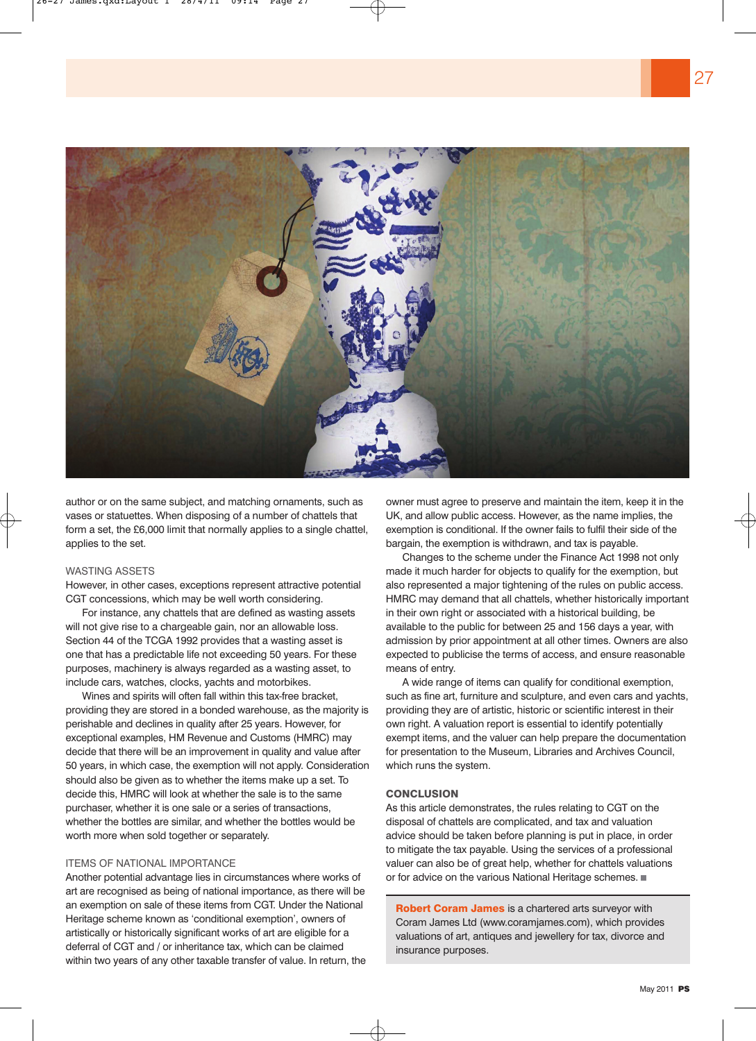author or on the same subject, and matching ornaments, such as vases or statuettes. When disposing of a number of chattels that form a set, the £6,000 limit that normally applies to a single chattel, applies to the set.

## WASTING ASSETS

However, in other cases, exceptions represent attractive potential CGT concessions, which may be well worth considering.

For instance, any chattels that are defined as wasting assets will not give rise to a chargeable gain, nor an allowable loss. Section 44 of the TCGA 1992 provides that a wasting asset is one that has a predictable life not exceeding 50 years. For these purposes, machinery is always regarded as a wasting asset, to include cars, watches, clocks, yachts and motorbikes.

Wines and spirits will often fall within this tax-free bracket, providing they are stored in a bonded warehouse, as the majority is perishable and declines in quality after 25 years. However, for exceptional examples, HM Revenue and Customs (HMRC) may decide that there will be an improvement in quality and value after 50 years, in which case, the exemption will not apply. Consideration should also be given as to whether the items make up a set. To decide this, HMRC will look at whether the sale is to the same purchaser, whether it is one sale or a series of transactions, whether the bottles are similar, and whether the bottles would be worth more when sold together or separately.

## ITEMS OF NATIONAL IMPORTANCE

Another potential advantage lies in circumstances where works of art are recognised as being of national importance, as there will be an exemption on sale of these items from CGT. Under the National Heritage scheme known as 'conditional exemption', owners of artistically or historically significant works of art are eligible for a deferral of CGT and / or inheritance tax, which can be claimed within two years of any other taxable transfer of value. In return, the owner must agree to preserve and maintain the item, keep it in the UK, and allow public access. However, as the name implies, the exemption is conditional. If the owner fails to fulfil their side of the bargain, the exemption is withdrawn, and tax is payable.

Changes to the scheme under the Finance Act 1998 not only made it much harder for objects to qualify for the exemption, but also represented a major tightening of the rules on public access. HMRC may demand that all chattels, whether historically important in their own right or associated with a historical building, be available to the public for between 25 and 156 days a year, with admission by prior appointment at all other times. Owners are also expected to publicise the terms of access, and ensure reasonable means of entry.

A wide range of items can qualify for conditional exemption, such as fine art, furniture and sculpture, and even cars and yachts, providing they are of artistic, historic or scientific interest in their own right. A valuation report is essential to identify potentially exempt items, and the valuer can help prepare the documentation for presentation to the Museum, Libraries and Archives Council, which runs the system.

## CONCLUSION

As this article demonstrates, the rules relating to CGT on the disposal of chattels are complicated, and tax and valuation advice should be taken before planning is put in place, in order to mitigate the tax payable. Using the services of a professional valuer can also be of great help, whether for chattels valuations or for advice on the various National Heritage schemes. ■

**Robert Coram James** is a chartered arts surveyor with Coram James Ltd (www.coramjames.com), which provides valuations of art, antiques and jewellery for tax, divorce and insurance purposes.